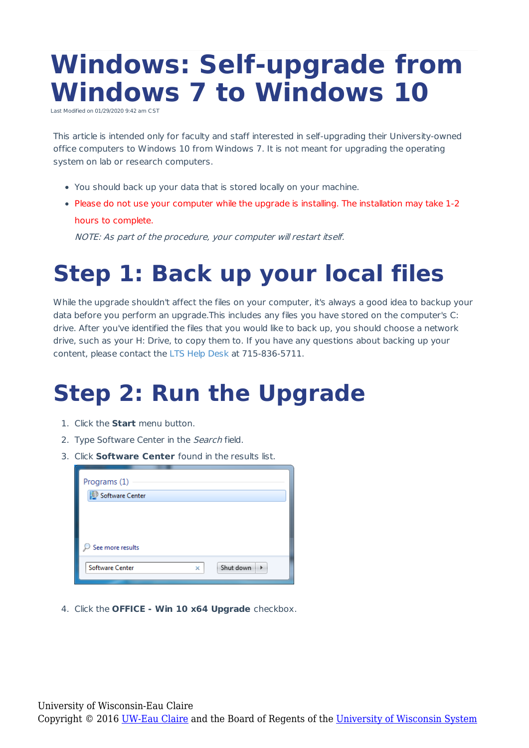# Windows: Self-upgrade from Windows 7 to Windows 10

Last Modified on 01/29/2020 9:42 am CST

This article is intended only for faculty and staff interested in self-upgrading their University-owned office computers to Windows 10 from Windows 7. It is not meant for upgrading the operating system on lab or research computers.

- You should back up your data that is stored locally on your machine.
- Please do not use your computer while the upgrade is installing. The installation may take 1-2 hours to complete.

  *NOTE: As part of the procedure, your computer will restart itself.*

## Step 1: Back up your local files

While the upgrade shouldn't affect the files on your computer, it's always a good idea to backup your data before you perform an upgrade.This includes any files you have stored on the computer's C: drive. After you've identified the files that you would like to back up, you should choose a network drive, such as your H: Drive, to copy them to. If you have any questions about backing up your content, please contact the LTS Help Desk at 715-836-5711.

## Step 2: Run the Upgrade

1. Click the **Start** menu button.
2. Type Software Center in the *Search* field.
3. Click **Software Center** found in the results list.
4. Click the **OFFICE - Win 10 x64 Upgrade** checkbox.

University of Wisconsin-Eau Claire
Copyright © 2016 UW-Eau Claire and the Board of Regents of the University of Wisconsin System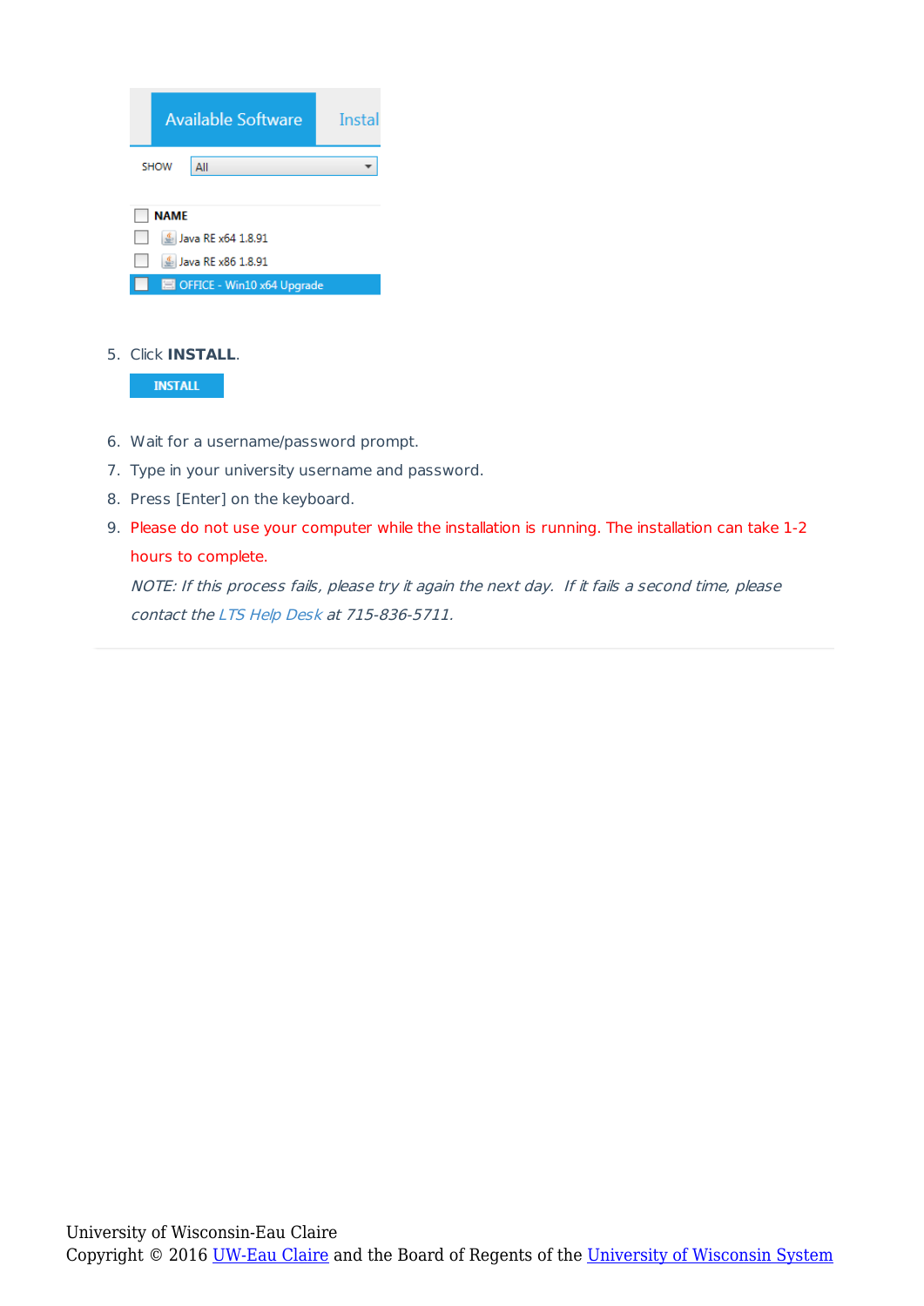5. Click **INSTALL**.
6. Wait for a username/password prompt.
7. Type in your university username and password.
8. Press [Enter] on the keyboard.
9. Please do not use your computer while the installation is running. The installation can take 1-2 hours to complete.

   *NOTE: If this process fails, please try it again the next day. If it fails a second time, please contact the LTS Help Desk at 715-836-5711.*

---

University of Wisconsin-Eau Claire
Copyright © 2016 UW-Eau Claire and the Board of Regents of the University of Wisconsin System